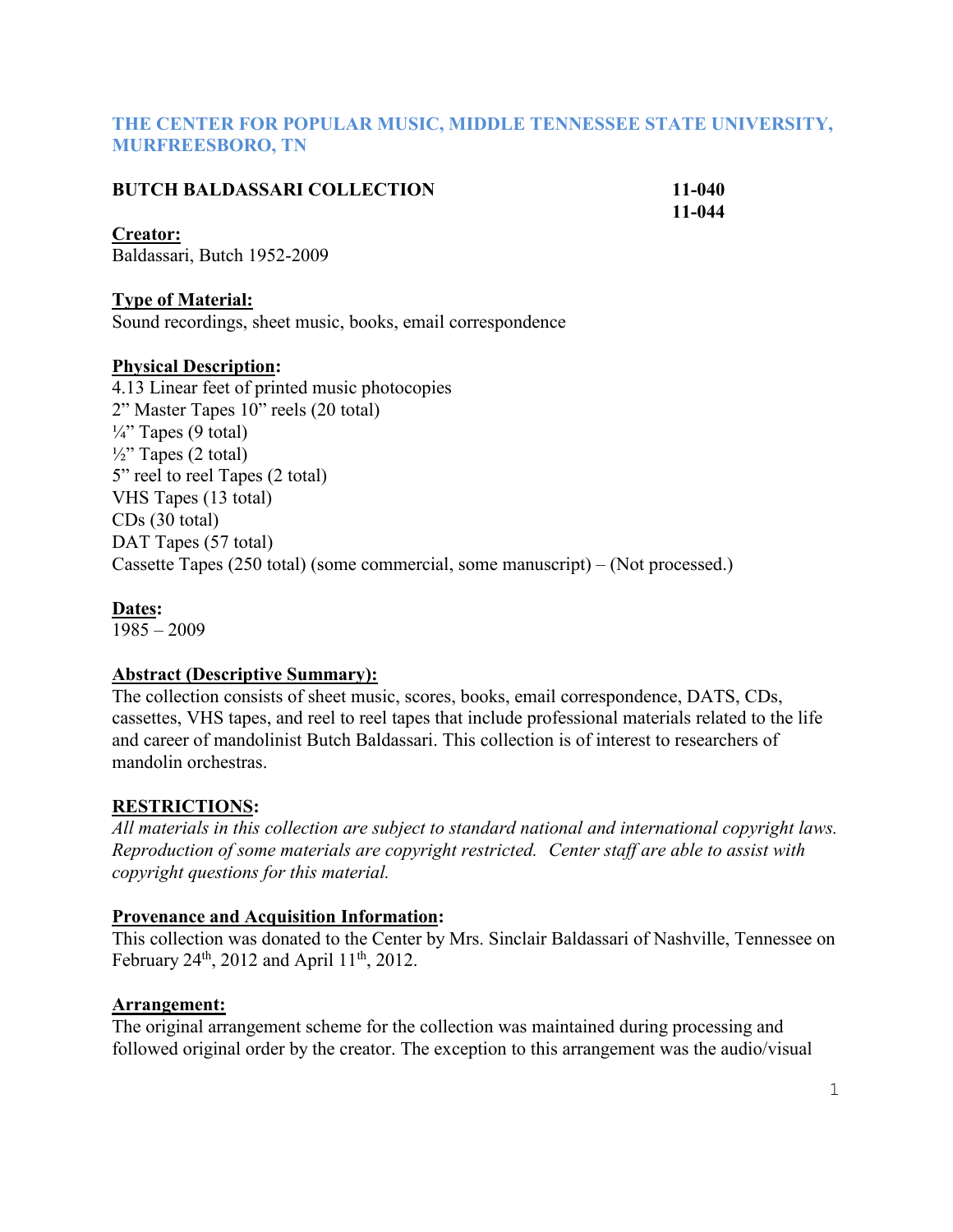**THE CENTER FOR POPULAR MUSIC, MIDDLE TENNESSEE STATE UNIVERSITY, MURFREESBORO, TN**

**BUTCH BALDASSARI COLLECTION** **11-040**
**11-044**

**Creator:**
Baldassari, Butch 1952-2009

**Type of Material:**
Sound recordings, sheet music, books, email correspondence

**Physical Description:**
4.13 Linear feet of printed music photocopies
2" Master Tapes 10" reels (20 total)
¼" Tapes (9 total)
½" Tapes (2 total)
5" reel to reel Tapes (2 total)
VHS Tapes (13 total)
CDs (30 total)
DAT Tapes (57 total)
Cassette Tapes (250 total) (some commercial, some manuscript) – (Not processed.)

**Dates:**
1985 – 2009

**Abstract (Descriptive Summary):**
The collection consists of sheet music, scores, books, email correspondence, DATS, CDs, cassettes, VHS tapes, and reel to reel tapes that include professional materials related to the life and career of mandolinist Butch Baldassari. This collection is of interest to researchers of mandolin orchestras.

**RESTRICTIONS:**
*All materials in this collection are subject to standard national and international copyright laws. Reproduction of some materials are copyright restricted. Center staff are able to assist with copyright questions for this material.*

**Provenance and Acquisition Information:**
This collection was donated to the Center by Mrs. Sinclair Baldassari of Nashville, Tennessee on February 24th, 2012 and April 11th, 2012.

**Arrangement:**
The original arrangement scheme for the collection was maintained during processing and followed original order by the creator. The exception to this arrangement was the audio/visual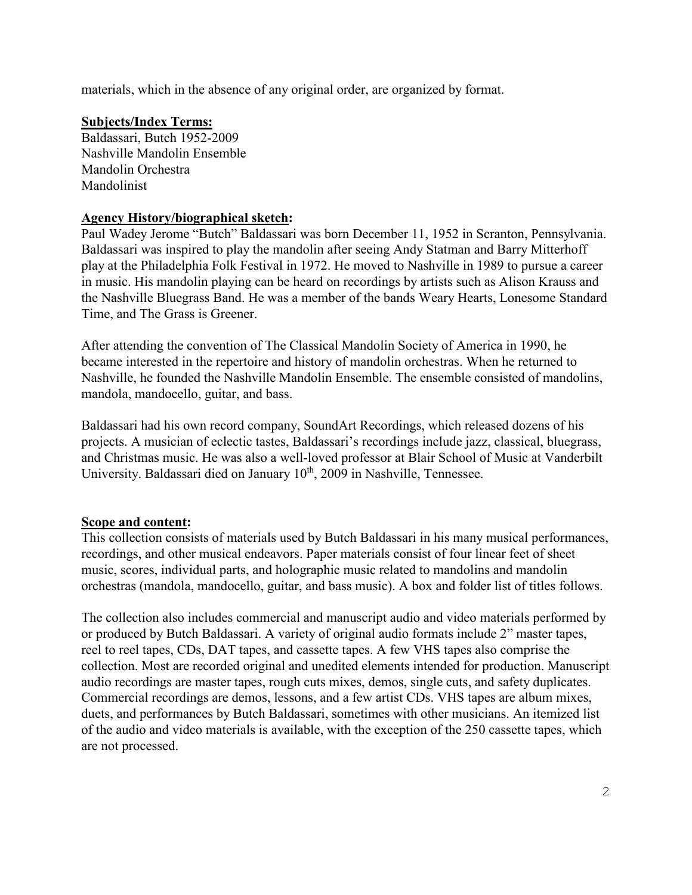materials, which in the absence of any original order, are organized by format.

**Subjects/Index Terms:**

Baldassari, Butch 1952-2009
Nashville Mandolin Ensemble
Mandolin Orchestra
Mandolinist

**Agency History/biographical sketch:**

Paul Wadey Jerome "Butch" Baldassari was born December 11, 1952 in Scranton, Pennsylvania. Baldassari was inspired to play the mandolin after seeing Andy Statman and Barry Mitterhoff play at the Philadelphia Folk Festival in 1972. He moved to Nashville in 1989 to pursue a career in music. His mandolin playing can be heard on recordings by artists such as Alison Krauss and the Nashville Bluegrass Band. He was a member of the bands Weary Hearts, Lonesome Standard Time, and The Grass is Greener.

After attending the convention of The Classical Mandolin Society of America in 1990, he became interested in the repertoire and history of mandolin orchestras. When he returned to Nashville, he founded the Nashville Mandolin Ensemble. The ensemble consisted of mandolins, mandola, mandocello, guitar, and bass.

Baldassari had his own record company, SoundArt Recordings, which released dozens of his projects. A musician of eclectic tastes, Baldassari's recordings include jazz, classical, bluegrass, and Christmas music. He was also a well-loved professor at Blair School of Music at Vanderbilt University. Baldassari died on January 10th, 2009 in Nashville, Tennessee.

**Scope and content:**

This collection consists of materials used by Butch Baldassari in his many musical performances, recordings, and other musical endeavors. Paper materials consist of four linear feet of sheet music, scores, individual parts, and holographic music related to mandolins and mandolin orchestras (mandola, mandocello, guitar, and bass music). A box and folder list of titles follows.

The collection also includes commercial and manuscript audio and video materials performed by or produced by Butch Baldassari. A variety of original audio formats include 2" master tapes, reel to reel tapes, CDs, DAT tapes, and cassette tapes. A few VHS tapes also comprise the collection. Most are recorded original and unedited elements intended for production. Manuscript audio recordings are master tapes, rough cuts mixes, demos, single cuts, and safety duplicates. Commercial recordings are demos, lessons, and a few artist CDs. VHS tapes are album mixes, duets, and performances by Butch Baldassari, sometimes with other musicians. An itemized list of the audio and video materials is available, with the exception of the 250 cassette tapes, which are not processed.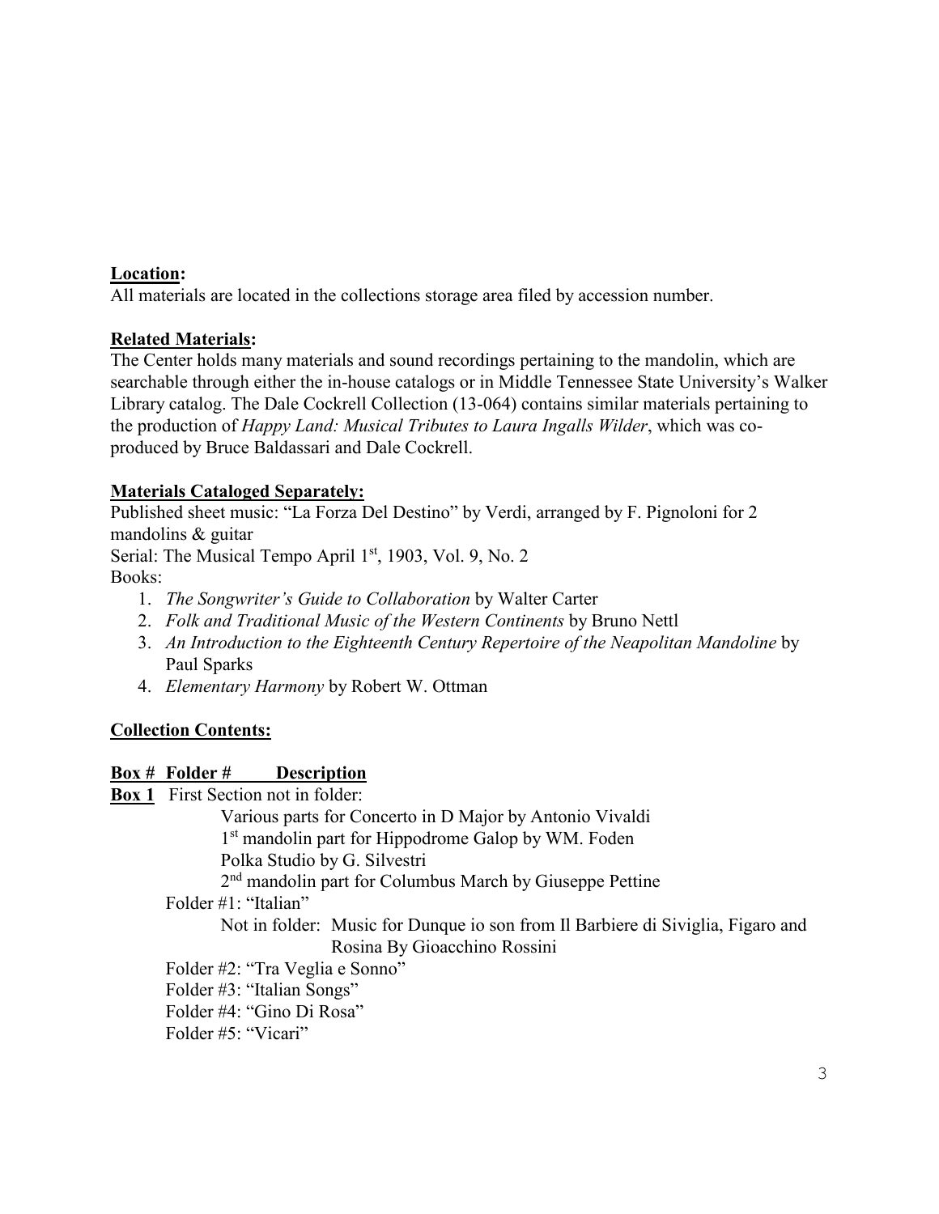**Location:**
All materials are located in the collections storage area filed by accession number.

**Related Materials:**
The Center holds many materials and sound recordings pertaining to the mandolin, which are searchable through either the in-house catalogs or in Middle Tennessee State University's Walker Library catalog. The Dale Cockrell Collection (13-064) contains similar materials pertaining to the production of *Happy Land: Musical Tributes to Laura Ingalls Wilder*, which was co-produced by Bruce Baldassari and Dale Cockrell.

**Materials Cataloged Separately:**
Published sheet music: "La Forza Del Destino" by Verdi, arranged by F. Pignoloni for 2 mandolins & guitar
Serial: The Musical Tempo April 1st, 1903, Vol. 9, No. 2
Books:

1. *The Songwriter's Guide to Collaboration* by Walter Carter
2. *Folk and Traditional Music of the Western Continents* by Bruno Nettl
3. *An Introduction to the Eighteenth Century Repertoire of the Neapolitan Mandoline* by Paul Sparks
4. *Elementary Harmony* by Robert W. Ottman

**Collection Contents:**

**Box # Folder # Description**

**Box 1** First Section not in folder:
- Various parts for Concerto in D Major by Antonio Vivaldi
- 1st mandolin part for Hippodrome Galop by WM. Foden
- Polka Studio by G. Silvestri
- 2nd mandolin part for Columbus March by Giuseppe Pettine

Folder #1: "Italian"
- Not in folder: Music for Dunque io son from Il Barbiere di Siviglia, Figaro and Rosina By Gioacchino Rossini

Folder #2: "Tra Veglia e Sonno"
Folder #3: "Italian Songs"
Folder #4: "Gino Di Rosa"
Folder #5: "Vicari"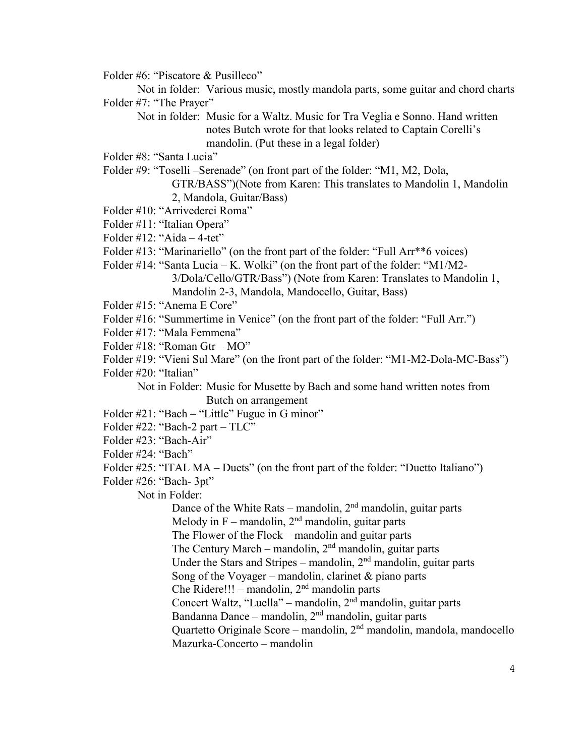Folder #6: "Piscatore & Pusilleco"

Not in folder: Various music, mostly mandola parts, some guitar and chord charts

Folder #7: "The Prayer"

Not in folder: Music for a Waltz. Music for Tra Veglia e Sonno. Hand written notes Butch wrote for that looks related to Captain Corelli's mandolin. (Put these in a legal folder)

Folder #8: "Santa Lucia"

Folder #9: "Toselli –Serenade" (on front part of the folder: "M1, M2, Dola, GTR/BASS")(Note from Karen: This translates to Mandolin 1, Mandolin 2, Mandola, Guitar/Bass)

Folder #10: "Arrivederci Roma"

Folder #11: "Italian Opera"

Folder #12: "Aida – 4-tet"

Folder #13: "Marinariello" (on the front part of the folder: "Full Arr**6 voices)

Folder #14: "Santa Lucia – K. Wolki" (on the front part of the folder: "M1/M2-3/Dola/Cello/GTR/Bass") (Note from Karen: Translates to Mandolin 1, Mandolin 2-3, Mandola, Mandocello, Guitar, Bass)

Folder #15: "Anema E Core"

Folder #16: "Summertime in Venice" (on the front part of the folder: "Full Arr.")

Folder #17: "Mala Femmena"

Folder #18: "Roman Gtr – MO"

Folder #19: "Vieni Sul Mare" (on the front part of the folder: "M1-M2-Dola-MC-Bass")

Folder #20: "Italian"

Not in Folder: Music for Musette by Bach and some hand written notes from Butch on arrangement

Folder #21: "Bach – "Little" Fugue in G minor"

Folder #22: "Bach-2 part – TLC"

Folder #23: "Bach-Air"

Folder #24: "Bach"

Folder #25: "ITAL MA – Duets" (on the front part of the folder: "Duetto Italiano")

Folder #26: "Bach- 3pt"

Not in Folder:

- Dance of the White Rats – mandolin, 2nd mandolin, guitar parts
- Melody in F – mandolin, 2nd mandolin, guitar parts
- The Flower of the Flock – mandolin and guitar parts
- The Century March – mandolin, 2nd mandolin, guitar parts
- Under the Stars and Stripes – mandolin, 2nd mandolin, guitar parts
- Song of the Voyager – mandolin, clarinet & piano parts
- Che Ridere!!! – mandolin, 2nd mandolin parts
- Concert Waltz, "Luella" – mandolin, 2nd mandolin, guitar parts
- Bandanna Dance – mandolin, 2nd mandolin, guitar parts
- Quartetto Originale Score – mandolin, 2nd mandolin, mandola, mandocello
- Mazurka-Concerto – mandolin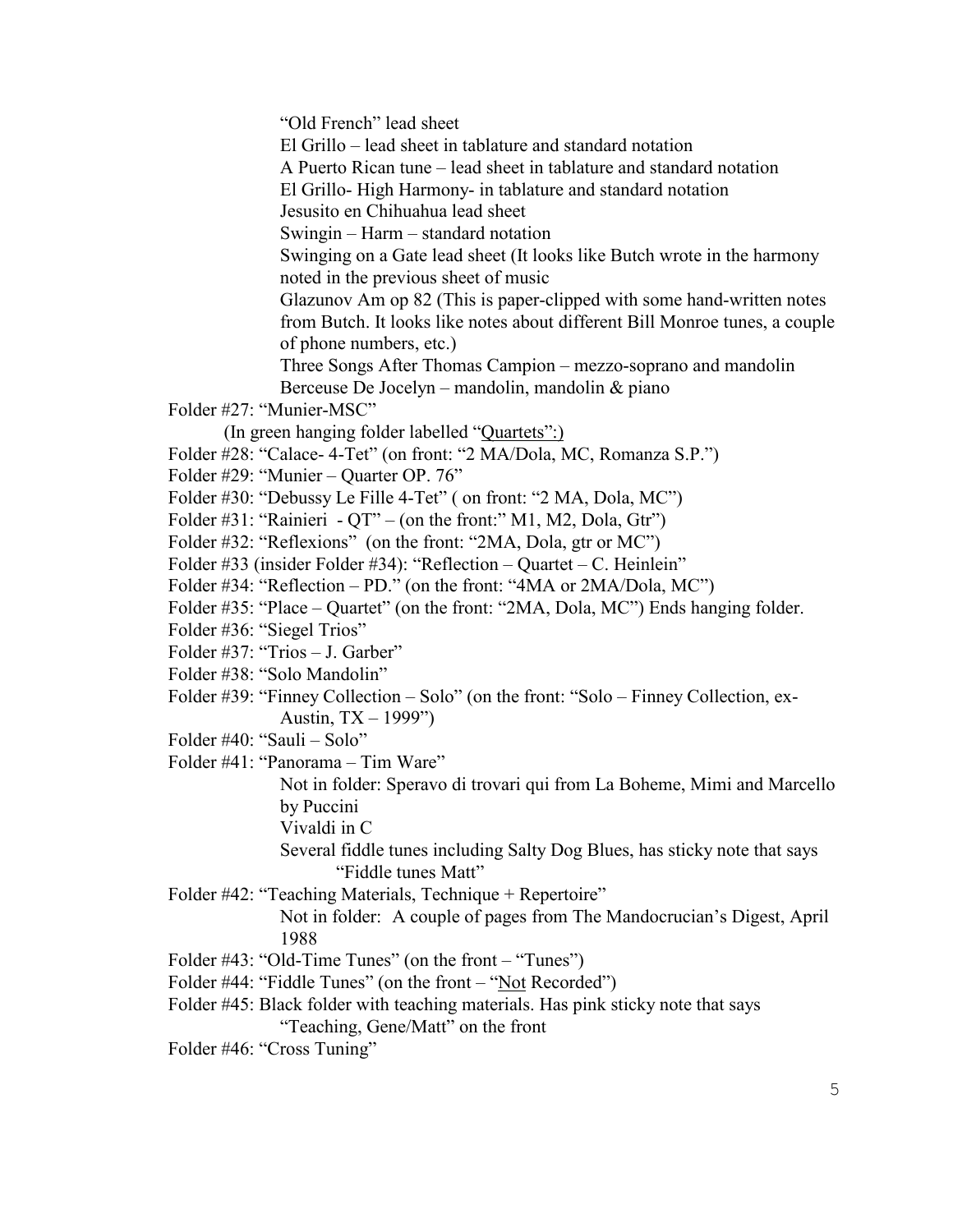"Old French" lead sheet
El Grillo – lead sheet in tablature and standard notation
A Puerto Rican tune – lead sheet in tablature and standard notation
El Grillo- High Harmony- in tablature and standard notation
Jesusito en Chihuahua lead sheet
Swingin – Harm – standard notation
Swinging on a Gate lead sheet (It looks like Butch wrote in the harmony noted in the previous sheet of music
Glazunov Am op 82 (This is paper-clipped with some hand-written notes from Butch. It looks like notes about different Bill Monroe tunes, a couple of phone numbers, etc.)
Three Songs After Thomas Campion – mezzo-soprano and mandolin
Berceuse De Jocelyn – mandolin, mandolin & piano

Folder #27: "Munier-MSC"

(In green hanging folder labelled "Quartets":)

Folder #28: "Calace- 4-Tet" (on front: "2 MA/Dola, MC, Romanza S.P.")
Folder #29: "Munier – Quarter OP. 76"
Folder #30: "Debussy Le Fille 4-Tet" ( on front: "2 MA, Dola, MC")
Folder #31: "Rainieri - QT" – (on the front:" M1, M2, Dola, Gtr")
Folder #32: "Reflexions" (on the front: "2MA, Dola, gtr or MC")
Folder #33 (insider Folder #34): "Reflection – Quartet – C. Heinlein"
Folder #34: "Reflection – PD." (on the front: "4MA or 2MA/Dola, MC")
Folder #35: "Place – Quartet" (on the front: "2MA, Dola, MC") Ends hanging folder.
Folder #36: "Siegel Trios"
Folder #37: "Trios – J. Garber"
Folder #38: "Solo Mandolin"
Folder #39: "Finney Collection – Solo" (on the front: "Solo – Finney Collection, ex-Austin, TX – 1999")
Folder #40: "Sauli – Solo"
Folder #41: "Panorama – Tim Ware"

Not in folder: Speravo di trovari qui from La Boheme, Mimi and Marcello by Puccini
Vivaldi in C
Several fiddle tunes including Salty Dog Blues, has sticky note that says "Fiddle tunes Matt"

Folder #42: "Teaching Materials, Technique + Repertoire"

Not in folder: A couple of pages from The Mandocrucian's Digest, April 1988

Folder #43: "Old-Time Tunes" (on the front – "Tunes")
Folder #44: "Fiddle Tunes" (on the front – "Not Recorded")
Folder #45: Black folder with teaching materials. Has pink sticky note that says "Teaching, Gene/Matt" on the front
Folder #46: "Cross Tuning"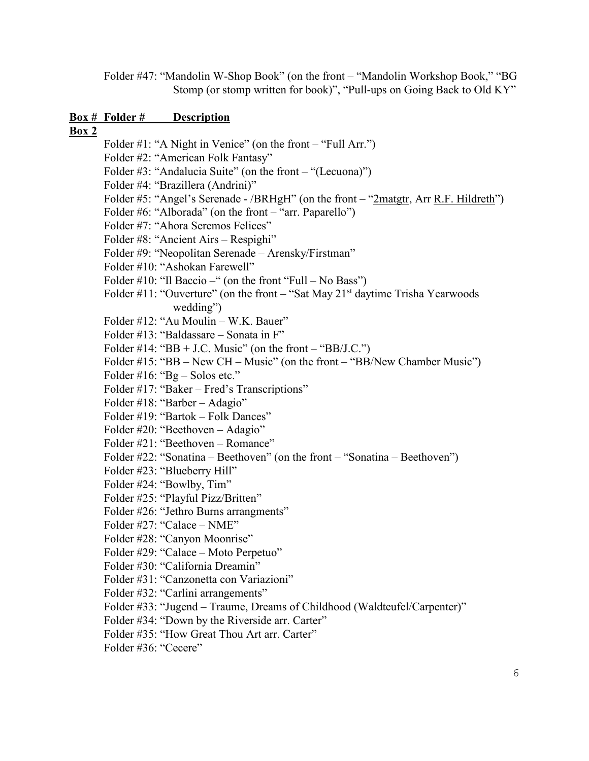Folder #47: "Mandolin W-Shop Book" (on the front – "Mandolin Workshop Book," "BG Stomp (or stomp written for book)", "Pull-ups on Going Back to Old KY"

**Box # Folder # Description**

**Box 2**

Folder #1: "A Night in Venice" (on the front – "Full Arr.")
Folder #2: "American Folk Fantasy"
Folder #3: "Andalucia Suite" (on the front – "(Lecuona)")
Folder #4: "Brazillera (Andrini)"
Folder #5: "Angel's Serenade - /BRHgH" (on the front – "2matgtr, Arr R.F. Hildreth")
Folder #6: "Alborada" (on the front – "arr. Paparello")
Folder #7: "Ahora Seremos Felices"
Folder #8: "Ancient Airs – Respighi"
Folder #9: "Neopolitan Serenade – Arensky/Firstman"
Folder #10: "Ashokan Farewell"
Folder #10: "Il Baccio –" (on the front "Full – No Bass")
Folder #11: "Ouverture" (on the front – "Sat May 21st daytime Trisha Yearwoods wedding")
Folder #12: "Au Moulin – W.K. Bauer"
Folder #13: "Baldassare – Sonata in F"
Folder #14: "BB + J.C. Music" (on the front – "BB/J.C.")
Folder #15: "BB – New CH – Music" (on the front – "BB/New Chamber Music")
Folder #16: "Bg – Solos etc."
Folder #17: "Baker – Fred's Transcriptions"
Folder #18: "Barber – Adagio"
Folder #19: "Bartok – Folk Dances"
Folder #20: "Beethoven – Adagio"
Folder #21: "Beethoven – Romance"
Folder #22: "Sonatina – Beethoven" (on the front – "Sonatina – Beethoven")
Folder #23: "Blueberry Hill"
Folder #24: "Bowlby, Tim"
Folder #25: "Playful Pizz/Britten"
Folder #26: "Jethro Burns arrangments"
Folder #27: "Calace – NME"
Folder #28: "Canyon Moonrise"
Folder #29: "Calace – Moto Perpetuo"
Folder #30: "California Dreamin"
Folder #31: "Canzonetta con Variazioni"
Folder #32: "Carlini arrangements"
Folder #33: "Jugend – Traume, Dreams of Childhood (Waldteufel/Carpenter)"
Folder #34: "Down by the Riverside arr. Carter"
Folder #35: "How Great Thou Art arr. Carter"
Folder #36: "Cecere"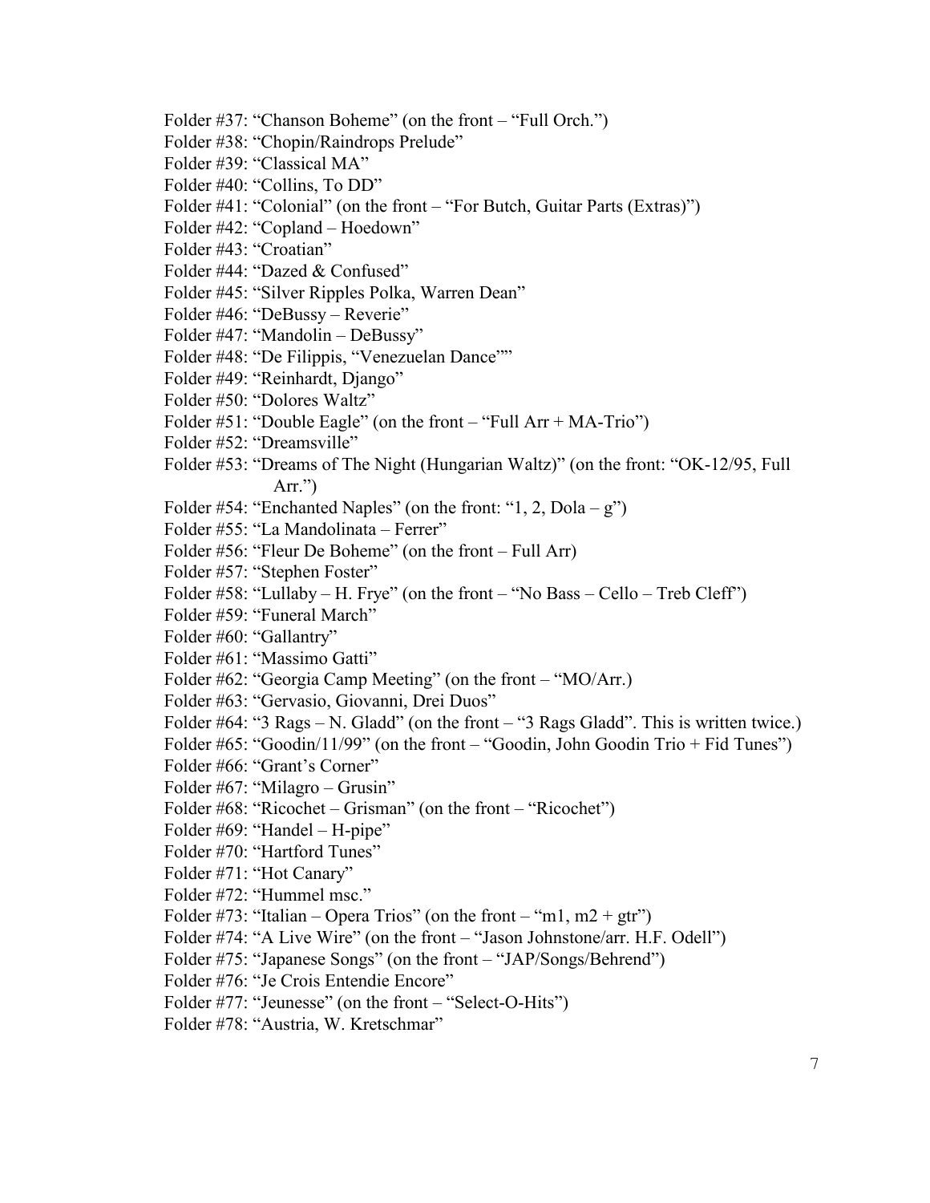Folder #37: "Chanson Boheme" (on the front – "Full Orch.")
Folder #38: "Chopin/Raindrops Prelude"
Folder #39: "Classical MA"
Folder #40: "Collins, To DD"
Folder #41: "Colonial" (on the front – "For Butch, Guitar Parts (Extras)")
Folder #42: "Copland – Hoedown"
Folder #43: "Croatian"
Folder #44: "Dazed & Confused"
Folder #45: "Silver Ripples Polka, Warren Dean"
Folder #46: "DeBussy – Reverie"
Folder #47: "Mandolin – DeBussy"
Folder #48: "De Filippis, "Venezuelan Dance""
Folder #49: "Reinhardt, Django"
Folder #50: "Dolores Waltz"
Folder #51: "Double Eagle" (on the front – "Full Arr + MA-Trio")
Folder #52: "Dreamsville"
Folder #53: "Dreams of The Night (Hungarian Waltz)" (on the front: "OK-12/95, Full Arr.")
Folder #54: "Enchanted Naples" (on the front: "1, 2, Dola – g")
Folder #55: "La Mandolinata – Ferrer"
Folder #56: "Fleur De Boheme" (on the front – Full Arr)
Folder #57: "Stephen Foster"
Folder #58: "Lullaby – H. Frye" (on the front – "No Bass – Cello – Treb Cleff")
Folder #59: "Funeral March"
Folder #60: "Gallantry"
Folder #61: "Massimo Gatti"
Folder #62: "Georgia Camp Meeting" (on the front – "MO/Arr.)
Folder #63: "Gervasio, Giovanni, Drei Duos"
Folder #64: "3 Rags – N. Gladd" (on the front – "3 Rags Gladd". This is written twice.)
Folder #65: "Goodin/11/99" (on the front – "Goodin, John Goodin Trio + Fid Tunes")
Folder #66: "Grant's Corner"
Folder #67: "Milagro – Grusin"
Folder #68: "Ricochet – Grisman" (on the front – "Ricochet")
Folder #69: "Handel – H-pipe"
Folder #70: "Hartford Tunes"
Folder #71: "Hot Canary"
Folder #72: "Hummel msc."
Folder #73: "Italian – Opera Trios" (on the front – "m1, m2 + gtr")
Folder #74: "A Live Wire" (on the front – "Jason Johnstone/arr. H.F. Odell")
Folder #75: "Japanese Songs" (on the front – "JAP/Songs/Behrend")
Folder #76: "Je Crois Entendie Encore"
Folder #77: "Jeunesse" (on the front – "Select-O-Hits")
Folder #78: "Austria, W. Kretschmar"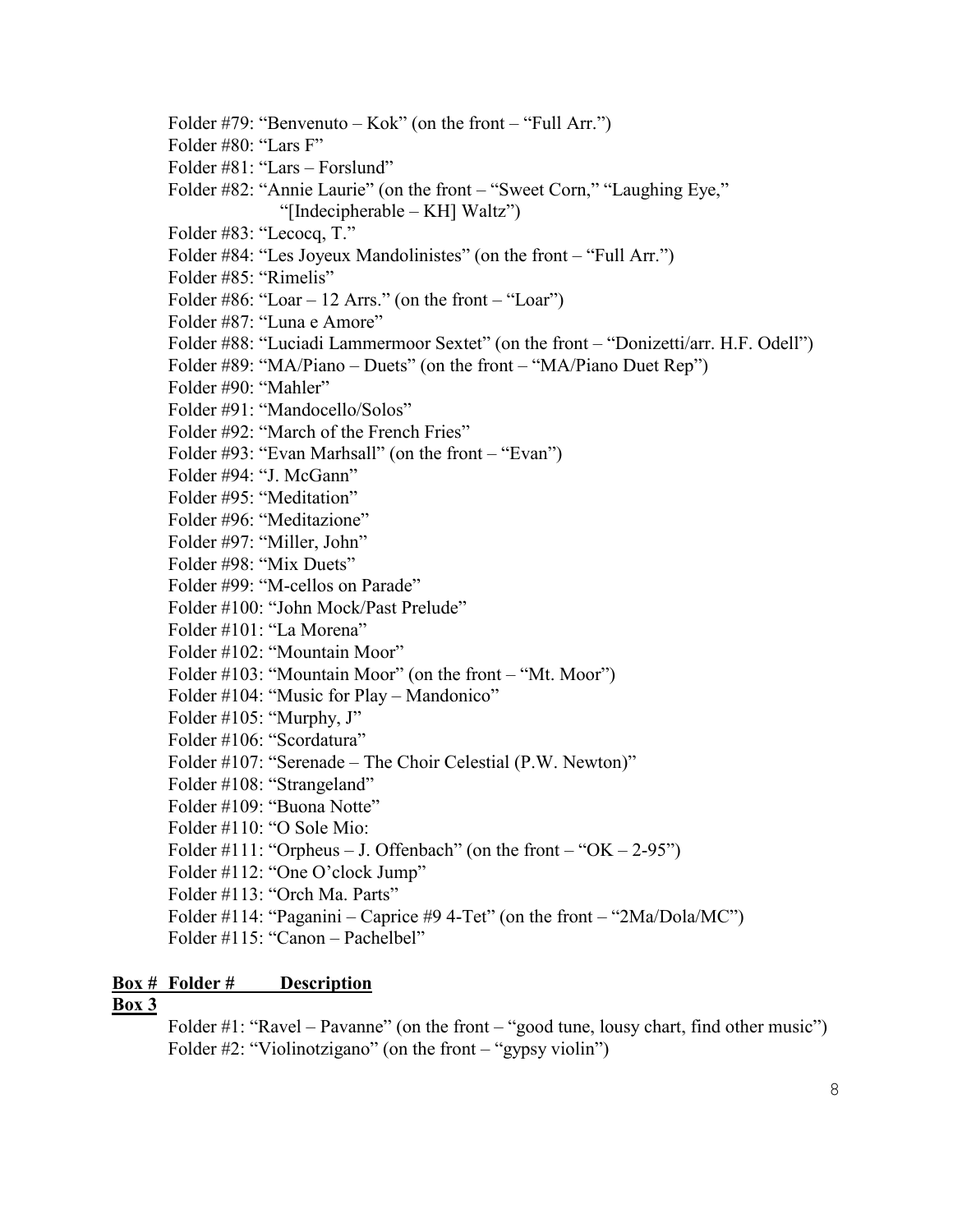Folder #79: "Benvenuto – Kok" (on the front – "Full Arr.")  
Folder #80: "Lars F"  
Folder #81: "Lars – Forslund"  
Folder #82: "Annie Laurie" (on the front – "Sweet Corn," "Laughing Eye," "[Indecipherable – KH] Waltz")  
Folder #83: "Lecocq, T."  
Folder #84: "Les Joyeux Mandolinistes" (on the front – "Full Arr.")  
Folder #85: "Rimelis"  
Folder #86: "Loar – 12 Arrs." (on the front – "Loar")  
Folder #87: "Luna e Amore"  
Folder #88: "Luciadi Lammermoor Sextet" (on the front – "Donizetti/arr. H.F. Odell")  
Folder #89: "MA/Piano – Duets" (on the front – "MA/Piano Duet Rep")  
Folder #90: "Mahler"  
Folder #91: "Mandocello/Solos"  
Folder #92: "March of the French Fries"  
Folder #93: "Evan Marhsall" (on the front – "Evan")  
Folder #94: "J. McGann"  
Folder #95: "Meditation"  
Folder #96: "Meditazione"  
Folder #97: "Miller, John"  
Folder #98: "Mix Duets"  
Folder #99: "M-cellos on Parade"  
Folder #100: "John Mock/Past Prelude"  
Folder #101: "La Morena"  
Folder #102: "Mountain Moor"  
Folder #103: "Mountain Moor" (on the front – "Mt. Moor")  
Folder #104: "Music for Play – Mandonico"  
Folder #105: "Murphy, J"  
Folder #106: "Scordatura"  
Folder #107: "Serenade – The Choir Celestial (P.W. Newton)"  
Folder #108: "Strangeland"  
Folder #109: "Buona Notte"  
Folder #110: "O Sole Mio:  
Folder #111: "Orpheus – J. Offenbach" (on the front – "OK – 2-95")  
Folder #112: "One O'clock Jump"  
Folder #113: "Orch Ma. Parts"  
Folder #114: "Paganini – Caprice #9 4-Tet" (on the front – "2Ma/Dola/MC")  
Folder #115: "Canon – Pachelbel"

**Box # Folder # Description**

**Box 3**

Folder #1: "Ravel – Pavanne" (on the front – "good tune, lousy chart, find other music")  
Folder #2: "Violinotzigano" (on the front – "gypsy violin")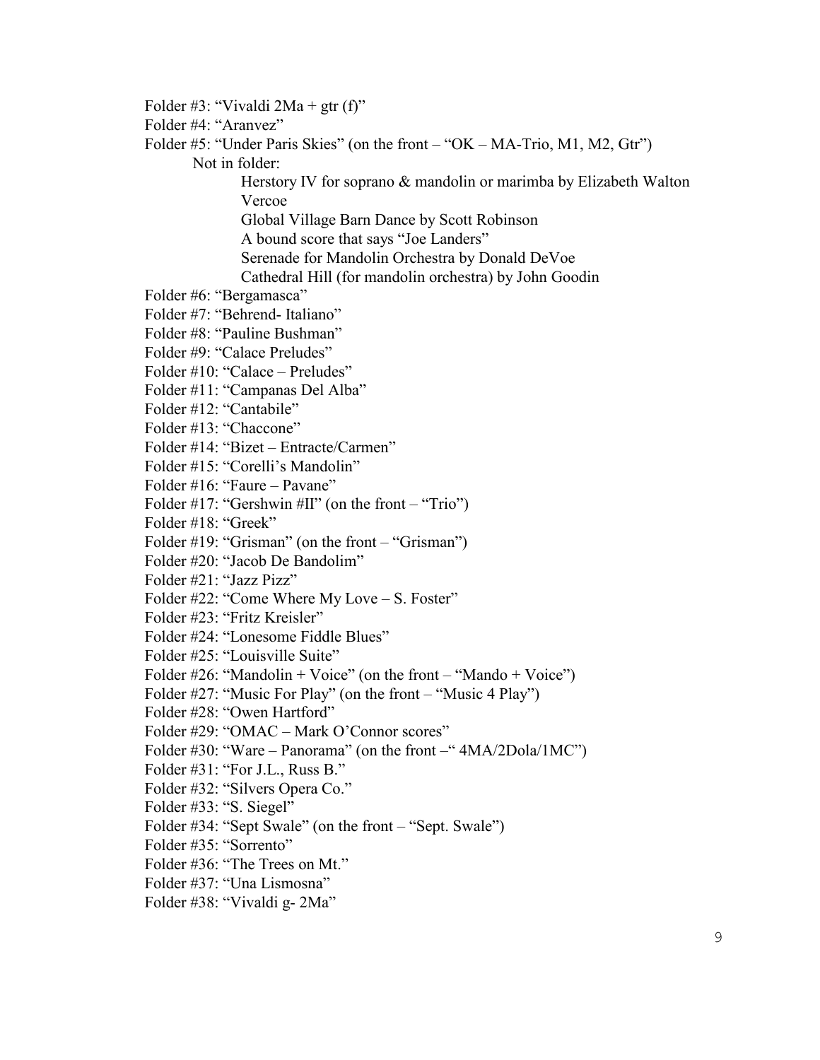Folder #3: "Vivaldi 2Ma + gtr (f)"

Folder #4: "Aranvez"

Folder #5: "Under Paris Skies" (on the front – "OK – MA-Trio, M1, M2, Gtr")

- Not in folder:
    - Herstory IV for soprano & mandolin or marimba by Elizabeth Walton Vercoe
    - Global Village Barn Dance by Scott Robinson
    - A bound score that says "Joe Landers"
    - Serenade for Mandolin Orchestra by Donald DeVoe
    - Cathedral Hill (for mandolin orchestra) by John Goodin

Folder #6: "Bergamasca"

Folder #7: "Behrend- Italiano"

Folder #8: "Pauline Bushman"

Folder #9: "Calace Preludes"

Folder #10: "Calace – Preludes"

Folder #11: "Campanas Del Alba"

Folder #12: "Cantabile"

Folder #13: "Chaccone"

Folder #14: "Bizet – Entracte/Carmen"

Folder #15: "Corelli's Mandolin"

Folder #16: "Faure – Pavane"

Folder #17: "Gershwin #II" (on the front – "Trio")

Folder #18: "Greek"

Folder #19: "Grisman" (on the front – "Grisman")

Folder #20: "Jacob De Bandolim"

Folder #21: "Jazz Pizz"

Folder #22: "Come Where My Love – S. Foster"

Folder #23: "Fritz Kreisler"

Folder #24: "Lonesome Fiddle Blues"

Folder #25: "Louisville Suite"

Folder #26: "Mandolin + Voice" (on the front – "Mando + Voice")

Folder #27: "Music For Play" (on the front – "Music 4 Play")

Folder #28: "Owen Hartford"

Folder #29: "OMAC – Mark O'Connor scores"

Folder #30: "Ware – Panorama" (on the front –" 4MA/2Dola/1MC")

Folder #31: "For J.L., Russ B."

Folder #32: "Silvers Opera Co."

Folder #33: "S. Siegel"

Folder #34: "Sept Swale" (on the front – "Sept. Swale")

Folder #35: "Sorrento"

Folder #36: "The Trees on Mt."

Folder #37: "Una Lismosna"

Folder #38: "Vivaldi g- 2Ma"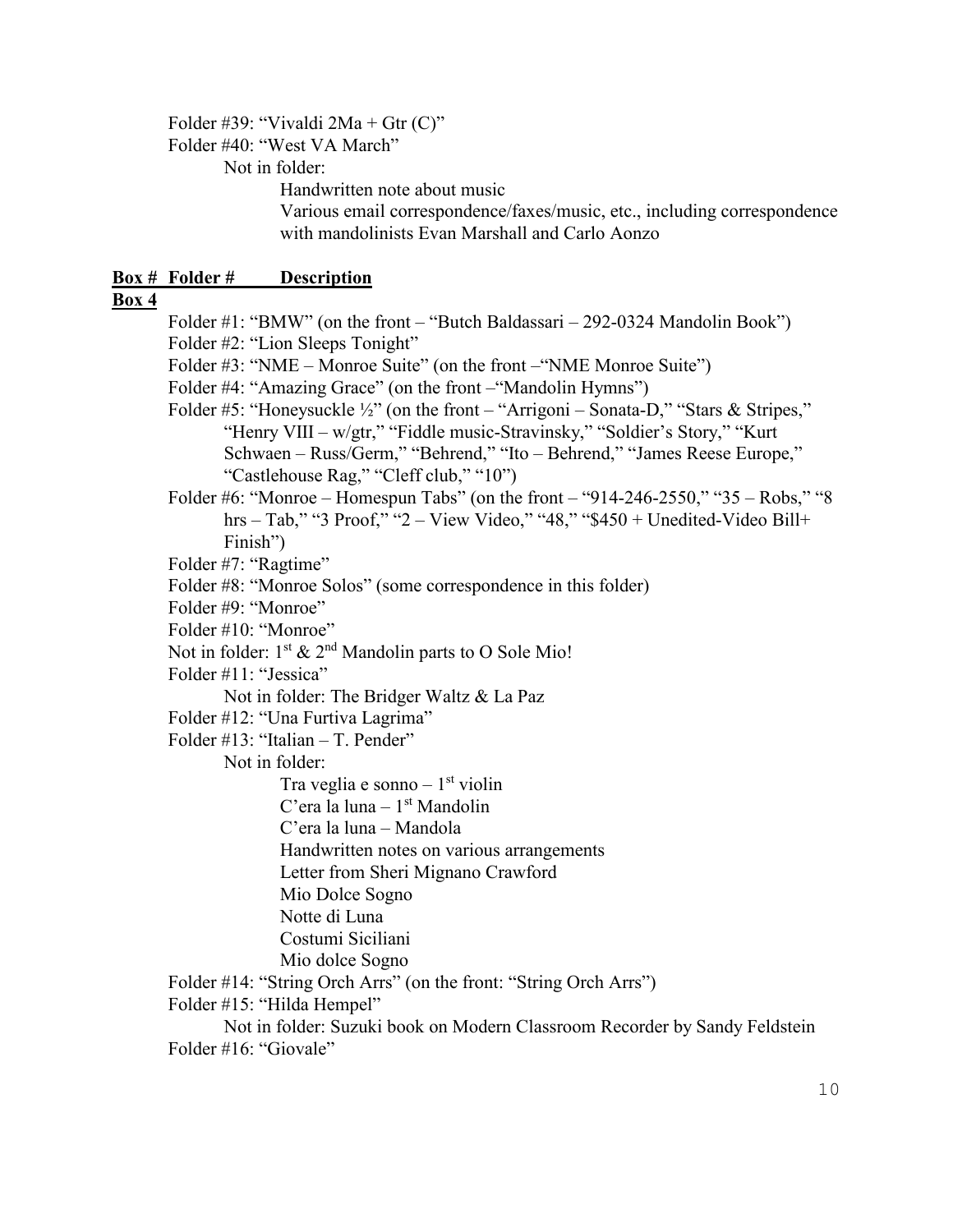Folder #39: "Vivaldi 2Ma + Gtr (C)"

Folder #40: "West VA March"

  Not in folder:

    Handwritten note about music

    Various email correspondence/faxes/music, etc., including correspondence with mandolinists Evan Marshall and Carlo Aonzo

**Box # Folder # Description**

**Box 4**

Folder #1: "BMW" (on the front – "Butch Baldassari – 292-0324 Mandolin Book")

Folder #2: "Lion Sleeps Tonight"

Folder #3: "NME – Monroe Suite" (on the front –"NME Monroe Suite")

Folder #4: "Amazing Grace" (on the front –"Mandolin Hymns")

Folder #5: "Honeysuckle ½" (on the front – "Arrigoni – Sonata-D," "Stars & Stripes," "Henry VIII – w/gtr," "Fiddle music-Stravinsky," "Soldier's Story," "Kurt Schwaen – Russ/Germ," "Behrend," "Ito – Behrend," "James Reese Europe," "Castlehouse Rag," "Cleff club," "10")

Folder #6: "Monroe – Homespun Tabs" (on the front – "914-246-2550," "35 – Robs," "8 hrs – Tab," "3 Proof," "2 – View Video," "48," "$450 + Unedited-Video Bill+ Finish")

Folder #7: "Ragtime"

Folder #8: "Monroe Solos" (some correspondence in this folder)

Folder #9: "Monroe"

Folder #10: "Monroe"

Not in folder: 1st & 2nd Mandolin parts to O Sole Mio!

Folder #11: "Jessica"

  Not in folder: The Bridger Waltz & La Paz

Folder #12: "Una Furtiva Lagrima"

Folder #13: "Italian – T. Pender"

  Not in folder:

    Tra veglia e sonno – 1st violin

    C'era la luna – 1st Mandolin

    C'era la luna – Mandola

    Handwritten notes on various arrangements

    Letter from Sheri Mignano Crawford

    Mio Dolce Sogno

    Notte di Luna

    Costumi Siciliani

    Mio dolce Sogno

Folder #14: "String Orch Arrs" (on the front: "String Orch Arrs")

Folder #15: "Hilda Hempel"

  Not in folder: Suzuki book on Modern Classroom Recorder by Sandy Feldstein

Folder #16: "Giovale"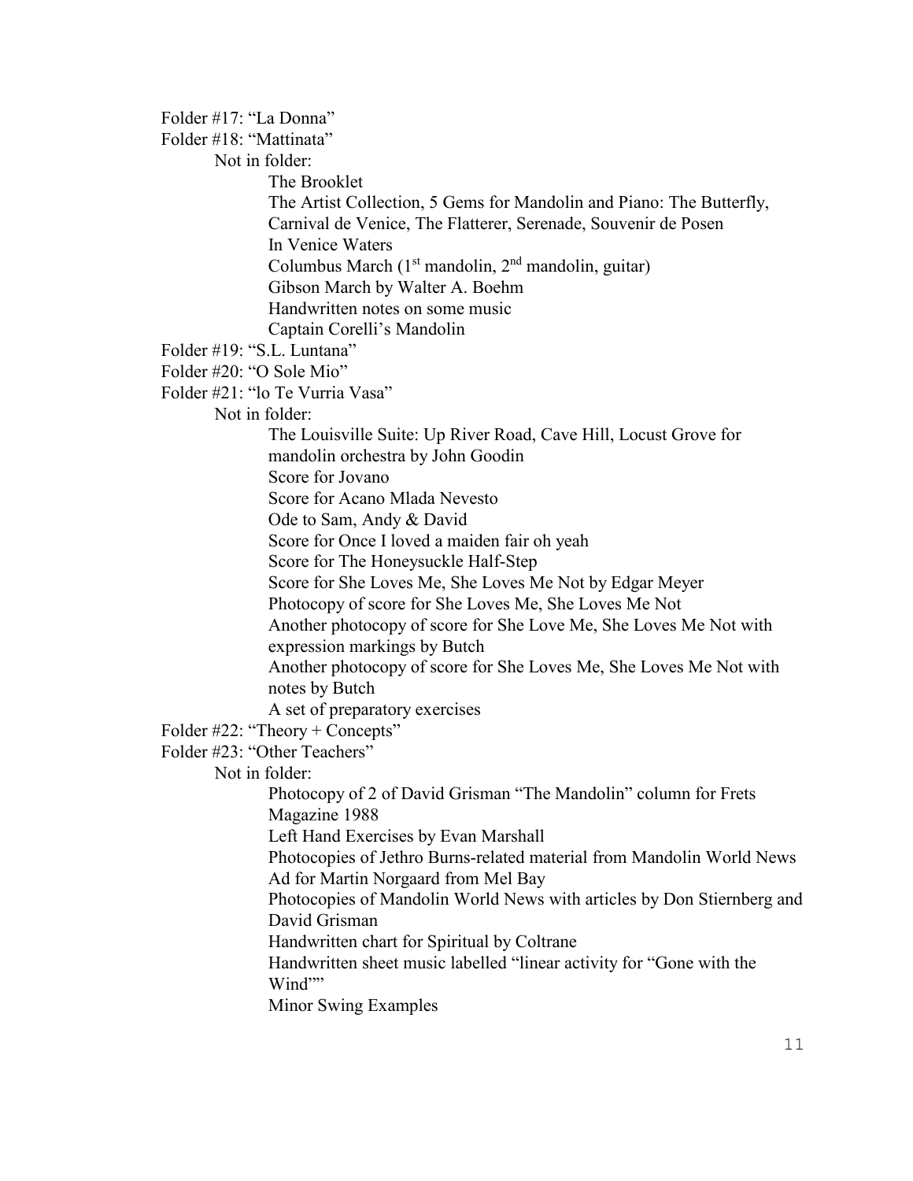- Folder #17: "La Donna"
- Folder #18: "Mattinata"
  - Not in folder:
    - The Brooklet
    - The Artist Collection, 5 Gems for Mandolin and Piano: The Butterfly, Carnival de Venice, The Flatterer, Serenade, Souvenir de Posen
    - In Venice Waters
    - Columbus March (1st mandolin, 2nd mandolin, guitar)
    - Gibson March by Walter A. Boehm
    - Handwritten notes on some music
    - Captain Corelli's Mandolin
- Folder #19: "S.L. Luntana"
- Folder #20: "O Sole Mio"
- Folder #21: "lo Te Vurria Vasa"
  - Not in folder:
    - The Louisville Suite: Up River Road, Cave Hill, Locust Grove for mandolin orchestra by John Goodin
    - Score for Jovano
    - Score for Acano Mlada Nevesto
    - Ode to Sam, Andy & David
    - Score for Once I loved a maiden fair oh yeah
    - Score for The Honeysuckle Half-Step
    - Score for She Loves Me, She Loves Me Not by Edgar Meyer
    - Photocopy of score for She Loves Me, She Loves Me Not
    - Another photocopy of score for She Love Me, She Loves Me Not with expression markings by Butch
    - Another photocopy of score for She Loves Me, She Loves Me Not with notes by Butch
    - A set of preparatory exercises
- Folder #22: "Theory + Concepts"
- Folder #23: "Other Teachers"
  - Not in folder:
    - Photocopy of 2 of David Grisman "The Mandolin" column for Frets Magazine 1988
    - Left Hand Exercises by Evan Marshall
    - Photocopies of Jethro Burns-related material from Mandolin World News
    - Ad for Martin Norgaard from Mel Bay
    - Photocopies of Mandolin World News with articles by Don Stiernberg and David Grisman
    - Handwritten chart for Spiritual by Coltrane
    - Handwritten sheet music labelled "linear activity for "Gone with the Wind""
    - Minor Swing Examples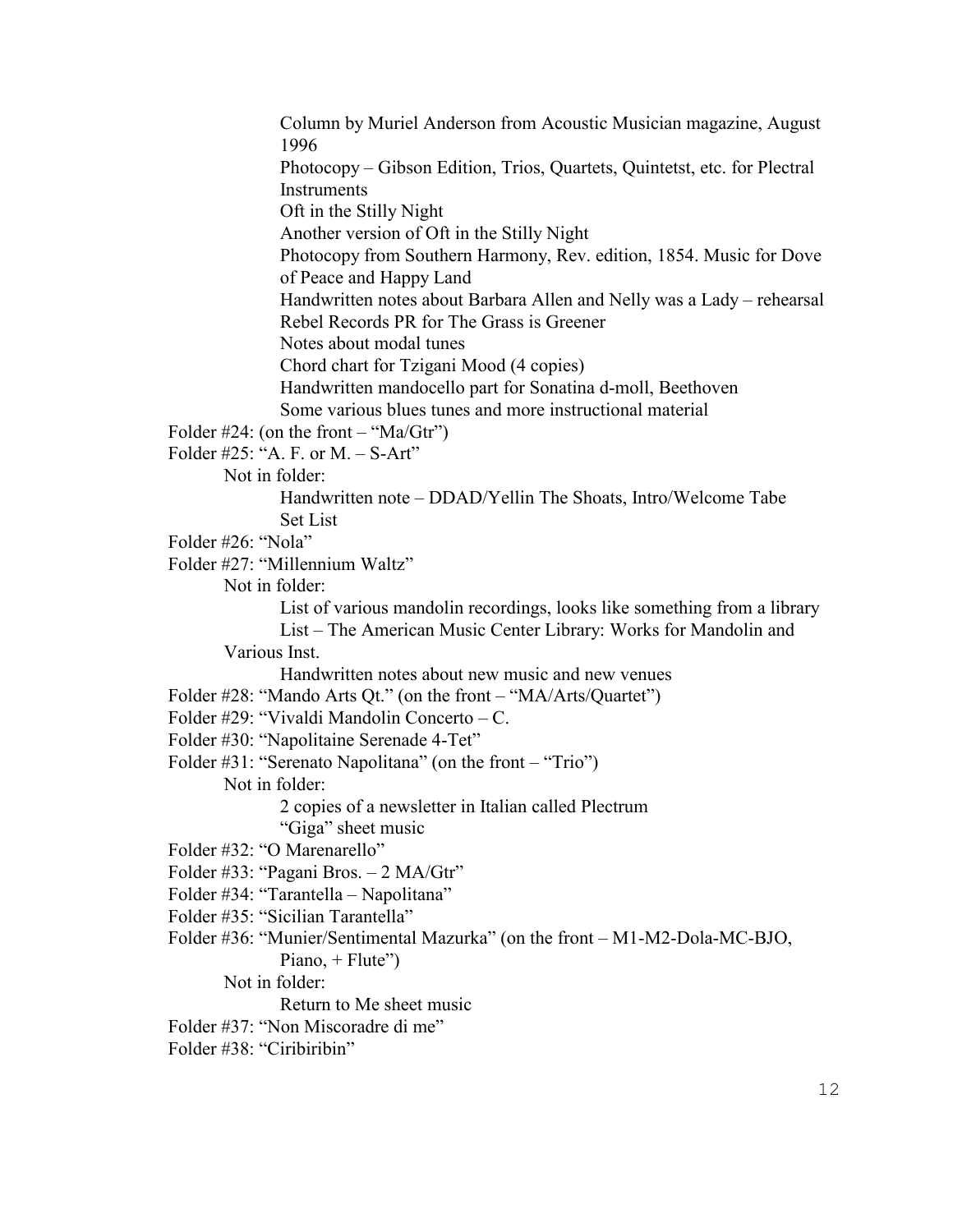Column by Muriel Anderson from Acoustic Musician magazine, August 1996

Photocopy – Gibson Edition, Trios, Quartets, Quintetst, etc. for Plectral Instruments

Oft in the Stilly Night

Another version of Oft in the Stilly Night

Photocopy from Southern Harmony, Rev. edition, 1854. Music for Dove of Peace and Happy Land

Handwritten notes about Barbara Allen and Nelly was a Lady – rehearsal

Rebel Records PR for The Grass is Greener

Notes about modal tunes

Chord chart for Tzigani Mood (4 copies)

Handwritten mandocello part for Sonatina d-moll, Beethoven

Some various blues tunes and more instructional material

Folder #24: (on the front – "Ma/Gtr")

Folder #25: "A. F. or M. – S-Art"

Not in folder:

Handwritten note – DDAD/Yellin The Shoats, Intro/Welcome Tabe

Set List

Folder #26: "Nola"

Folder #27: "Millennium Waltz"

Not in folder:

List of various mandolin recordings, looks like something from a library

List – The American Music Center Library: Works for Mandolin and Various Inst.

Handwritten notes about new music and new venues

Folder #28: "Mando Arts Qt." (on the front – "MA/Arts/Quartet")

Folder #29: "Vivaldi Mandolin Concerto – C.

Folder #30: "Napolitaine Serenade 4-Tet"

Folder #31: "Serenato Napolitana" (on the front – "Trio")

Not in folder:

2 copies of a newsletter in Italian called Plectrum

"Giga" sheet music

Folder #32: "O Marenarello"

Folder #33: "Pagani Bros. – 2 MA/Gtr"

Folder #34: "Tarantella – Napolitana"

Folder #35: "Sicilian Tarantella"

Folder #36: "Munier/Sentimental Mazurka" (on the front – M1-M2-Dola-MC-BJO, Piano, + Flute")

Not in folder:

Return to Me sheet music

Folder #37: "Non Miscoradre di me"

Folder #38: "Ciribiribin"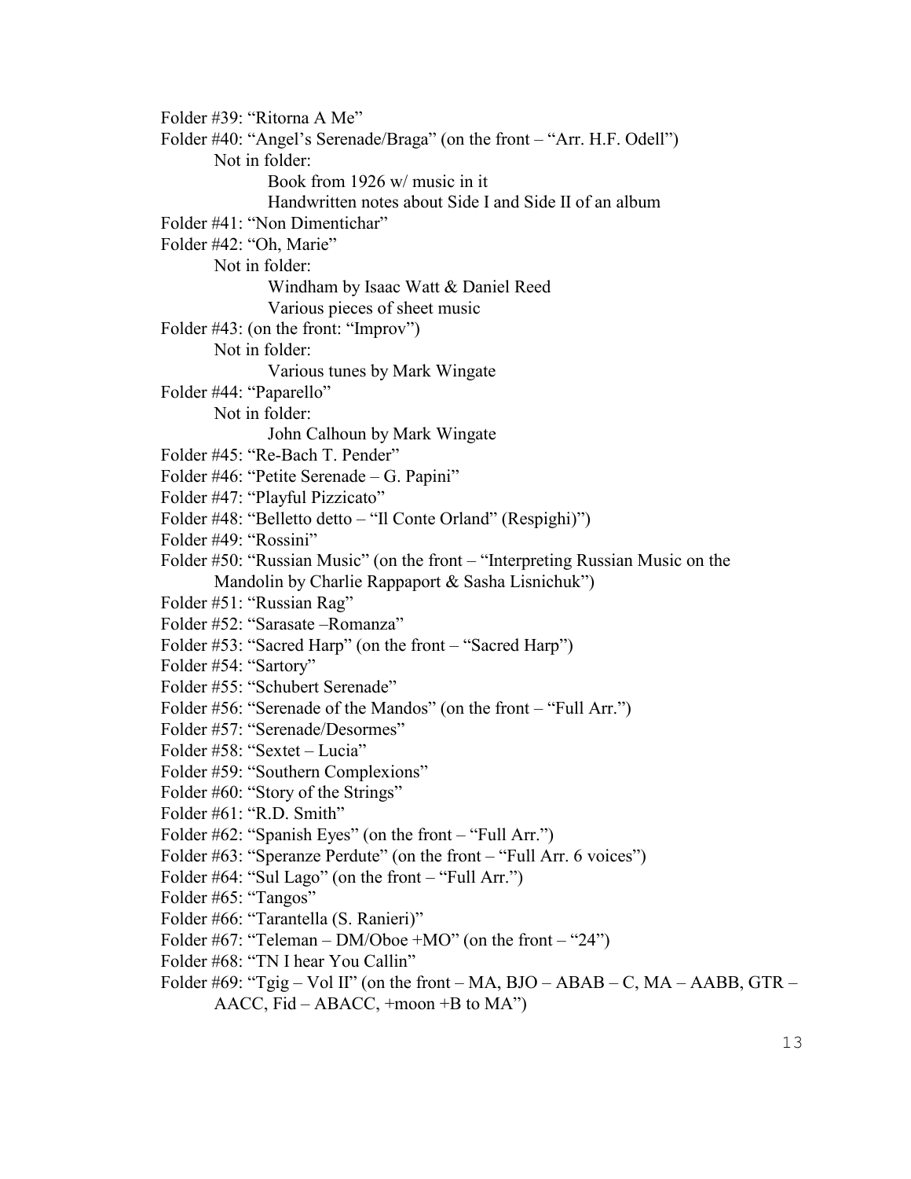Folder #39: "Ritorna A Me"

Folder #40: "Angel's Serenade/Braga" (on the front – "Arr. H.F. Odell")

- Not in folder:
  - Book from 1926 w/ music in it
  - Handwritten notes about Side I and Side II of an album

Folder #41: "Non Dimentichar"

Folder #42: "Oh, Marie"

- Not in folder:
  - Windham by Isaac Watt & Daniel Reed
  - Various pieces of sheet music

Folder #43: (on the front: "Improv")

- Not in folder:
  - Various tunes by Mark Wingate

Folder #44: "Paparello"

- Not in folder:
  - John Calhoun by Mark Wingate

Folder #45: "Re-Bach T. Pender"

Folder #46: "Petite Serenade – G. Papini"

Folder #47: "Playful Pizzicato"

Folder #48: "Belletto detto – "Il Conte Orland" (Respighi)")

Folder #49: "Rossini"

Folder #50: "Russian Music" (on the front – "Interpreting Russian Music on the Mandolin by Charlie Rappaport & Sasha Lisnichuk")

Folder #51: "Russian Rag"

Folder #52: "Sarasate –Romanza"

Folder #53: "Sacred Harp" (on the front – "Sacred Harp")

Folder #54: "Sartory"

Folder #55: "Schubert Serenade"

Folder #56: "Serenade of the Mandos" (on the front – "Full Arr.")

Folder #57: "Serenade/Desormes"

Folder #58: "Sextet – Lucia"

Folder #59: "Southern Complexions"

Folder #60: "Story of the Strings"

Folder #61: "R.D. Smith"

Folder #62: "Spanish Eyes" (on the front – "Full Arr.")

Folder #63: "Speranze Perdute" (on the front – "Full Arr. 6 voices")

Folder #64: "Sul Lago" (on the front – "Full Arr.")

Folder #65: "Tangos"

Folder #66: "Tarantella (S. Ranieri)"

Folder #67: "Teleman – DM/Oboe +MO" (on the front – "24")

Folder #68: "TN I hear You Callin"

Folder #69: "Tgig – Vol II" (on the front – MA, BJO – ABAB – C, MA – AABB, GTR – AACC, Fid – ABACC, +moon +B to MA")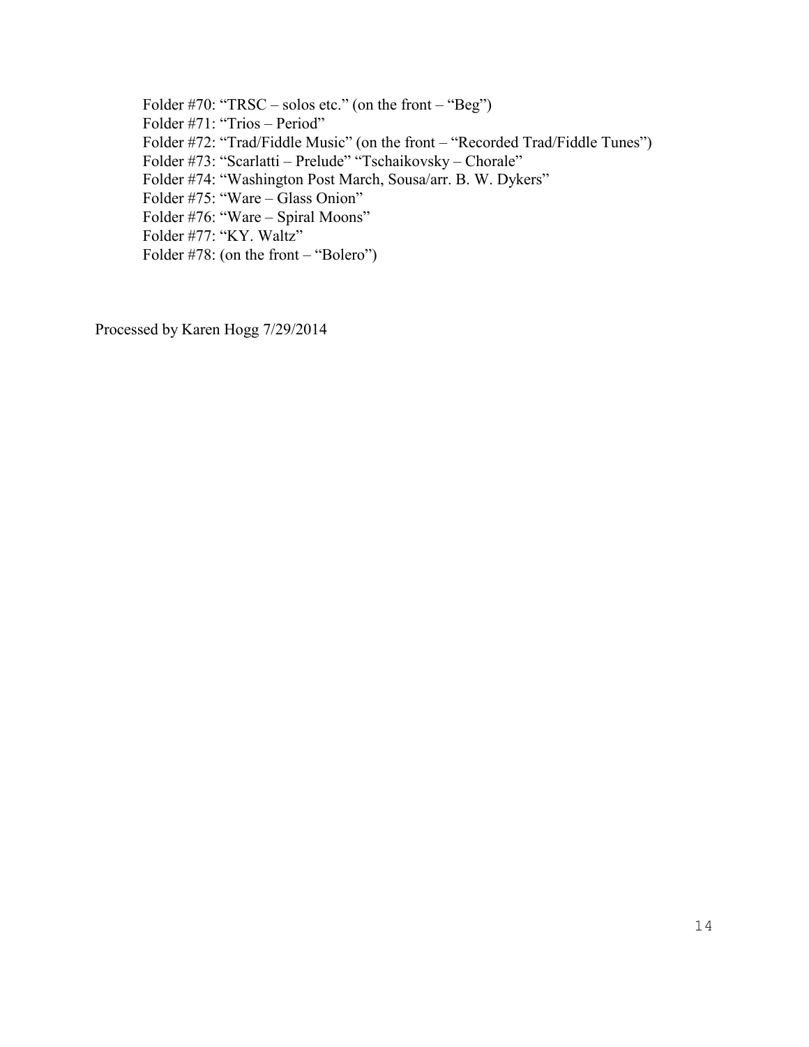Folder #70: "TRSC – solos etc." (on the front – "Beg")
Folder #71: "Trios – Period"
Folder #72: "Trad/Fiddle Music" (on the front – "Recorded Trad/Fiddle Tunes")
Folder #73: "Scarlatti – Prelude" "Tschaikovsky – Chorale"
Folder #74: "Washington Post March, Sousa/arr. B. W. Dykers"
Folder #75: "Ware – Glass Onion"
Folder #76: "Ware – Spiral Moons"
Folder #77: "KY. Waltz"
Folder #78: (on the front – "Bolero")

Processed by Karen Hogg 7/29/2014